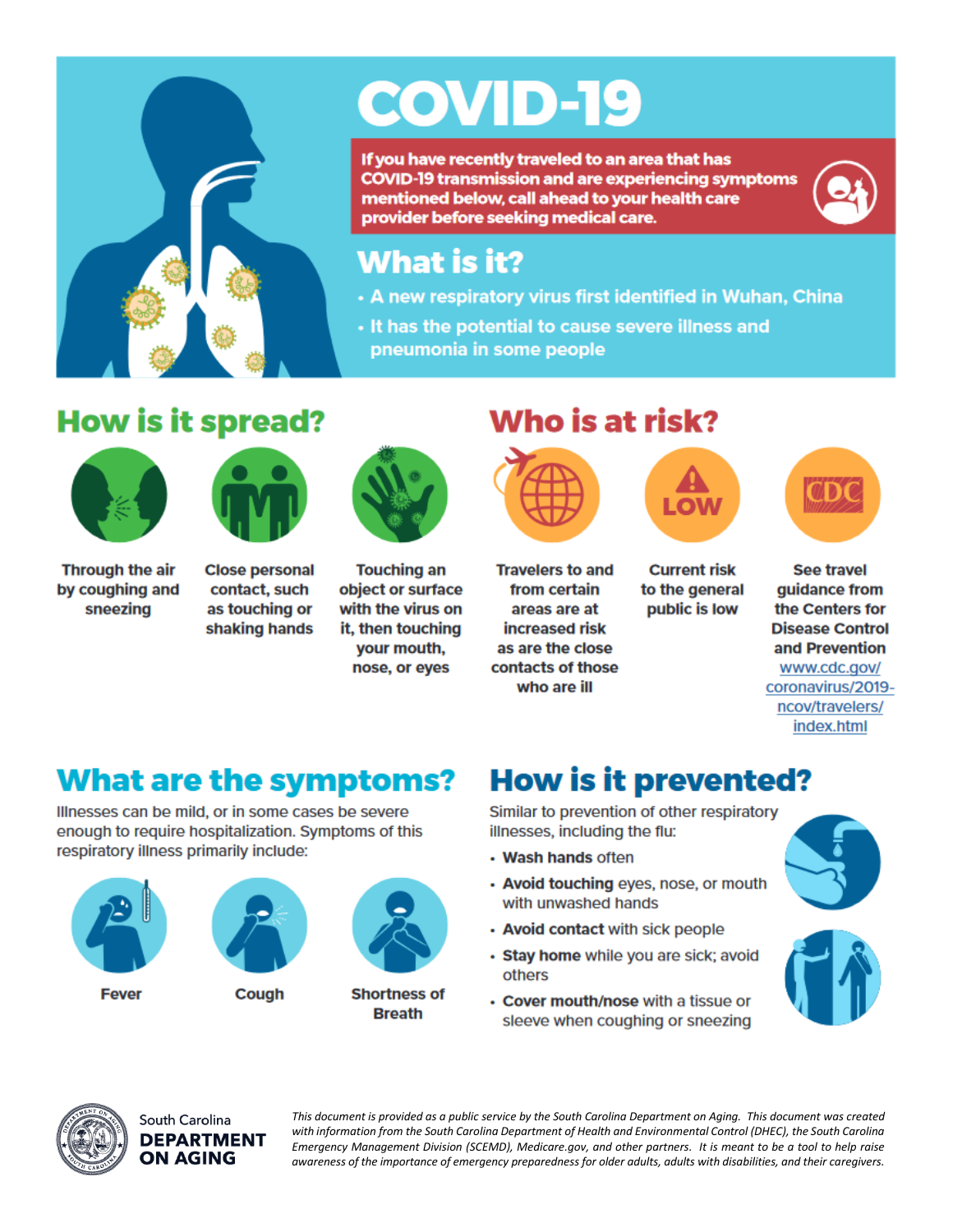# COVID-19

**If you have recently traveled to an area that has COVID-19 transmission and are experiencing symptoms mentioned below, call ahead to your health care provider before seeking medical care.**

## What is it?

- A new respiratory virus first identified in Wuhan, China
- It has the potential to cause severe illness and pneumonia in some people

## How is it spread?

- Through the air by coughing and sneezing
- Close personal contact, such as touching or shaking hands
- Touching an object or surface with the virus on it, then touching your mouth, nose, or eyes

## Who is at risk?

- Travelers to and from certain areas are at increased risk as are the close contacts of those who are ill
- Current risk to the general public is low
- See travel guidance from the Centers for Disease Control and Prevention www.cdc.gov/coronavirus/2019-ncov/travelers/index.html

## What are the symptoms?

Illnesses can be mild, or in some cases be severe enough to require hospitalization. Symptoms of this respiratory illness primarily include:

- Fever
- Cough
- Shortness of Breath

## How is it prevented?

Similar to prevention of other respiratory illnesses, including the flu:

- **Wash hands** often
- **Avoid touching** eyes, nose, or mouth with unwashed hands
- **Avoid contact** with sick people
- **Stay home** while you are sick; avoid others
- **Cover mouth/nose** with a tissue or sleeve when coughing or sneezing

South Carolina **DEPARTMENT ON AGING**

*This document is provided as a public service by the South Carolina Department on Aging. This document was created with information from the South Carolina Department of Health and Environmental Control (DHEC), the South Carolina Emergency Management Division (SCEMD), Medicare.gov, and other partners. It is meant to be a tool to help raise awareness of the importance of emergency preparedness for older adults, adults with disabilities, and their caregivers.*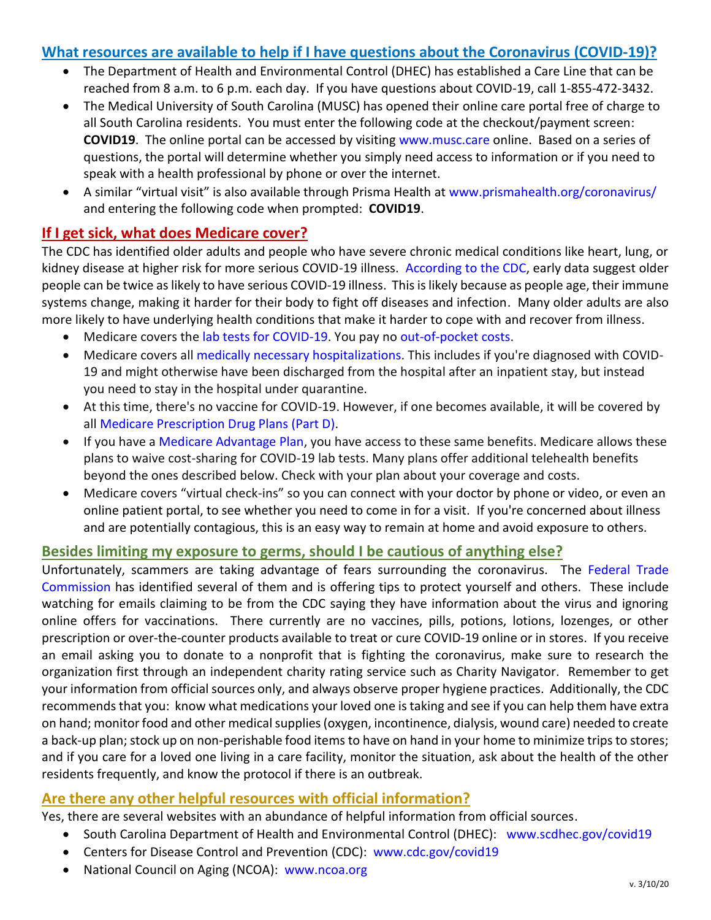## What resources are available to help if I have questions about the Coronavirus (COVID-19)?

- The Department of Health and Environmental Control (DHEC) has established a Care Line that can be reached from 8 a.m. to 6 p.m. each day. If you have questions about COVID-19, call 1-855-472-3432.
- The Medical University of South Carolina (MUSC) has opened their online care portal free of charge to all South Carolina residents. You must enter the following code at the checkout/payment screen: **COVID19**. The online portal can be accessed by visiting www.musc.care online. Based on a series of questions, the portal will determine whether you simply need access to information or if you need to speak with a health professional by phone or over the internet.
- A similar "virtual visit" is also available through Prisma Health at www.prismahealth.org/coronavirus/ and entering the following code when prompted: **COVID19**.

## If I get sick, what does Medicare cover?

The CDC has identified older adults and people who have severe chronic medical conditions like heart, lung, or kidney disease at higher risk for more serious COVID-19 illness. According to the CDC, early data suggest older people can be twice as likely to have serious COVID-19 illness. This is likely because as people age, their immune systems change, making it harder for their body to fight off diseases and infection. Many older adults are also more likely to have underlying health conditions that make it harder to cope with and recover from illness.

- Medicare covers the lab tests for COVID-19. You pay no out-of-pocket costs.
- Medicare covers all medically necessary hospitalizations. This includes if you're diagnosed with COVID-19 and might otherwise have been discharged from the hospital after an inpatient stay, but instead you need to stay in the hospital under quarantine.
- At this time, there's no vaccine for COVID-19. However, if one becomes available, it will be covered by all Medicare Prescription Drug Plans (Part D).
- If you have a Medicare Advantage Plan, you have access to these same benefits. Medicare allows these plans to waive cost-sharing for COVID-19 lab tests. Many plans offer additional telehealth benefits beyond the ones described below. Check with your plan about your coverage and costs.
- Medicare covers "virtual check-ins" so you can connect with your doctor by phone or video, or even an online patient portal, to see whether you need to come in for a visit. If you're concerned about illness and are potentially contagious, this is an easy way to remain at home and avoid exposure to others.

## Besides limiting my exposure to germs, should I be cautious of anything else?

Unfortunately, scammers are taking advantage of fears surrounding the coronavirus. The Federal Trade Commission has identified several of them and is offering tips to protect yourself and others. These include watching for emails claiming to be from the CDC saying they have information about the virus and ignoring online offers for vaccinations. There currently are no vaccines, pills, potions, lotions, lozenges, or other prescription or over-the-counter products available to treat or cure COVID-19 online or in stores. If you receive an email asking you to donate to a nonprofit that is fighting the coronavirus, make sure to research the organization first through an independent charity rating service such as Charity Navigator. Remember to get your information from official sources only, and always observe proper hygiene practices. Additionally, the CDC recommends that you: know what medications your loved one is taking and see if you can help them have extra on hand; monitor food and other medical supplies (oxygen, incontinence, dialysis, wound care) needed to create a back-up plan; stock up on non-perishable food items to have on hand in your home to minimize trips to stores; and if you care for a loved one living in a care facility, monitor the situation, ask about the health of the other residents frequently, and know the protocol if there is an outbreak.

## Are there any other helpful resources with official information?

Yes, there are several websites with an abundance of helpful information from official sources.

- South Carolina Department of Health and Environmental Control (DHEC): www.scdhec.gov/covid19
- Centers for Disease Control and Prevention (CDC): www.cdc.gov/covid19
- National Council on Aging (NCOA): www.ncoa.org

v. 3/10/20